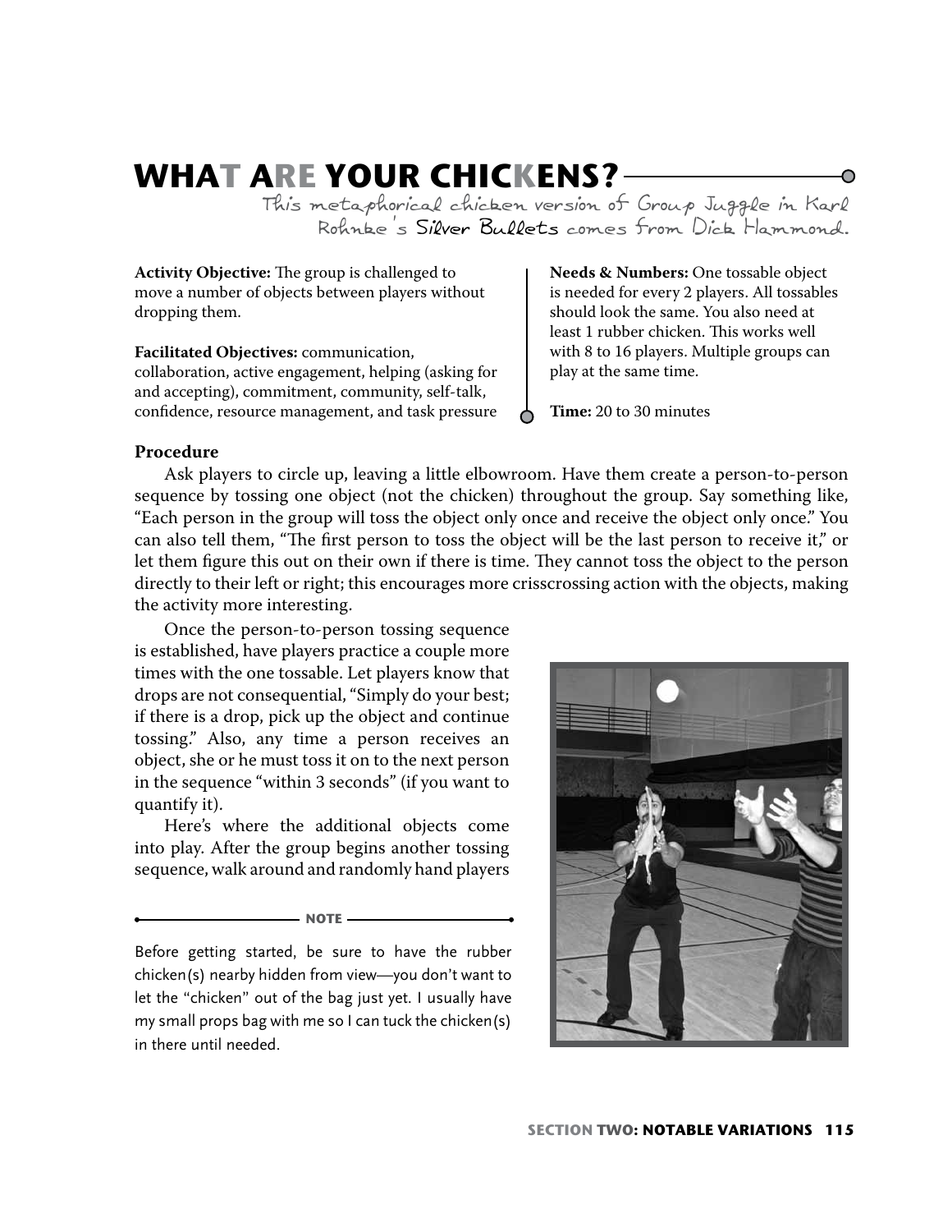# WHAT ARE YOUR CHICKENS?

*This metaphorical chicken version of Group Juggle in Karl Rohnke's Silver Bullets comes from Dick Hammond.*

**Activity Objective:** The group is challenged to move a number of objects between players without dropping them.

**Facilitated Objectives:** communication, collaboration, active engagement, helping (asking for and accepting), commitment, community, self-talk, confidence, resource management, and task pressure

**Needs & Numbers:** One tossable object is needed for every 2 players. All tossables should look the same. You also need at least 1 rubber chicken. This works well with 8 to 16 players. Multiple groups can play at the same time.

**Time:** 20 to 30 minutes

### Procedure

Ask players to circle up, leaving a little elbowroom. Have them create a person-to-person sequence by tossing one object (not the chicken) throughout the group. Say something like, "Each person in the group will toss the object only once and receive the object only once." You can also tell them, "The first person to toss the object will be the last person to receive it," or let them figure this out on their own if there is time. They cannot toss the object to the person directly to their left or right; this encourages more crisscrossing action with the objects, making the activity more interesting.

Once the person-to-person tossing sequence is established, have players practice a couple more times with the one tossable. Let players know that drops are not consequential, "Simply do your best; if there is a drop, pick up the object and continue tossing." Also, any time a person receives an object, she or he must toss it on to the next person in the sequence "within 3 seconds" (if you want to quantify it).

Here's where the additional objects come into play. After the group begins another tossing sequence, walk around and randomly hand players

**NOTE**

Before getting started, be sure to have the rubber chicken(s) nearby hidden from view—you don't want to let the "chicken" out of the bag just yet. I usually have my small props bag with me so I can tuck the chicken(s) in there until needed.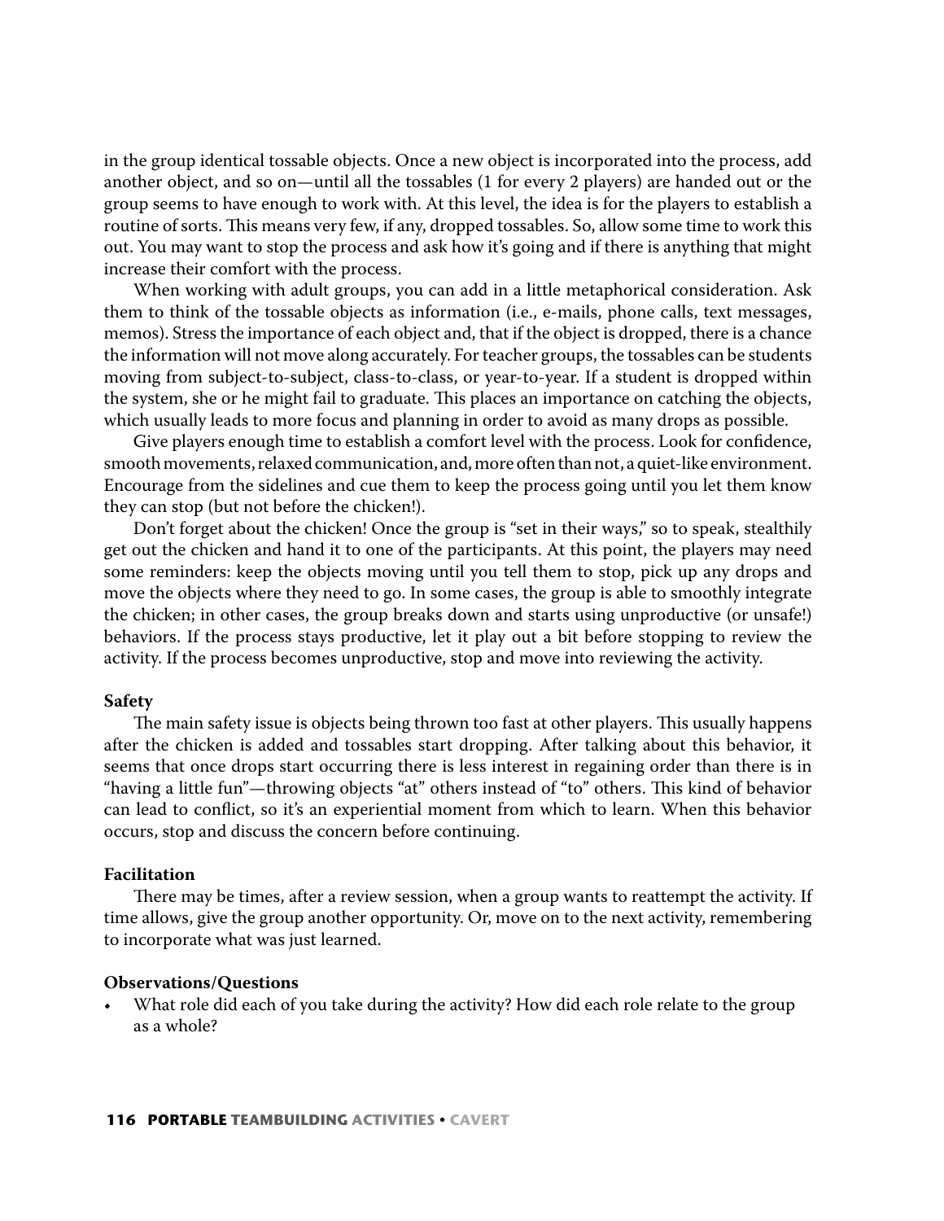in the group identical tossable objects. Once a new object is incorporated into the process, add another object, and so on—until all the tossables (1 for every 2 players) are handed out or the group seems to have enough to work with. At this level, the idea is for the players to establish a routine of sorts. This means very few, if any, dropped tossables. So, allow some time to work this out. You may want to stop the process and ask how it's going and if there is anything that might increase their comfort with the process.

When working with adult groups, you can add in a little metaphorical consideration. Ask them to think of the tossable objects as information (i.e., e-mails, phone calls, text messages, memos). Stress the importance of each object and, that if the object is dropped, there is a chance the information will not move along accurately. For teacher groups, the tossables can be students moving from subject-to-subject, class-to-class, or year-to-year. If a student is dropped within the system, she or he might fail to graduate. This places an importance on catching the objects, which usually leads to more focus and planning in order to avoid as many drops as possible.

Give players enough time to establish a comfort level with the process. Look for confidence, smooth movements, relaxed communication, and, more often than not, a quiet-like environment. Encourage from the sidelines and cue them to keep the process going until you let them know they can stop (but not before the chicken!).

Don't forget about the chicken! Once the group is "set in their ways," so to speak, stealthily get out the chicken and hand it to one of the participants. At this point, the players may need some reminders: keep the objects moving until you tell them to stop, pick up any drops and move the objects where they need to go. In some cases, the group is able to smoothly integrate the chicken; in other cases, the group breaks down and starts using unproductive (or unsafe!) behaviors. If the process stays productive, let it play out a bit before stopping to review the activity. If the process becomes unproductive, stop and move into reviewing the activity.

**Safety**

The main safety issue is objects being thrown too fast at other players. This usually happens after the chicken is added and tossables start dropping. After talking about this behavior, it seems that once drops start occurring there is less interest in regaining order than there is in "having a little fun"—throwing objects "at" others instead of "to" others. This kind of behavior can lead to conflict, so it's an experiential moment from which to learn. When this behavior occurs, stop and discuss the concern before continuing.

**Facilitation**

There may be times, after a review session, when a group wants to reattempt the activity. If time allows, give the group another opportunity. Or, move on to the next activity, remembering to incorporate what was just learned.

**Observations/Questions**

- What role did each of you take during the activity? How did each role relate to the group as a whole?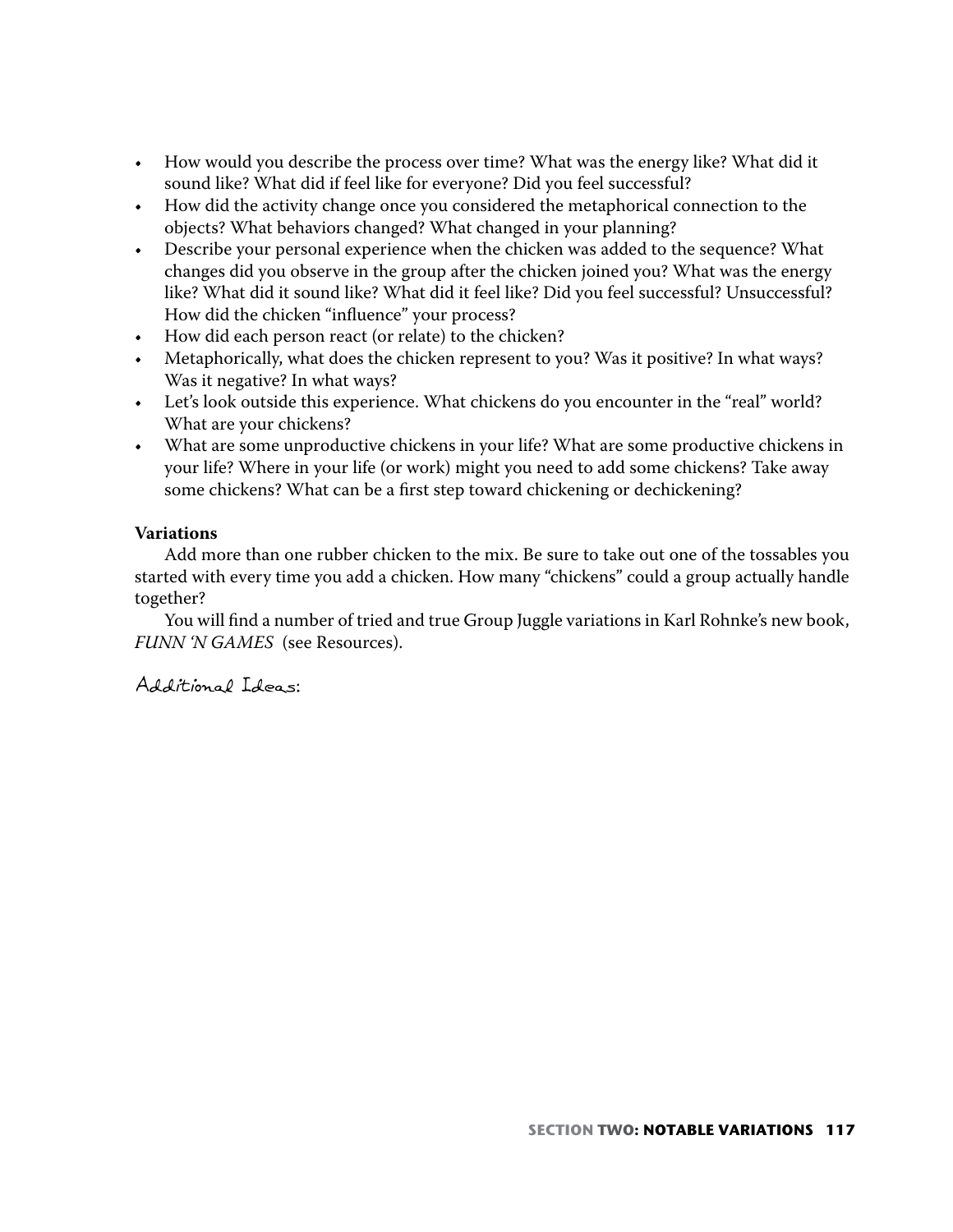- How would you describe the process over time? What was the energy like? What did it sound like? What did if feel like for everyone? Did you feel successful?
- How did the activity change once you considered the metaphorical connection to the objects? What behaviors changed? What changed in your planning?
- Describe your personal experience when the chicken was added to the sequence? What changes did you observe in the group after the chicken joined you? What was the energy like? What did it sound like? What did it feel like? Did you feel successful? Unsuccessful? How did the chicken "influence" your process?
- How did each person react (or relate) to the chicken?
- Metaphorically, what does the chicken represent to you? Was it positive? In what ways? Was it negative? In what ways?
- Let's look outside this experience. What chickens do you encounter in the "real" world? What are your chickens?
- What are some unproductive chickens in your life? What are some productive chickens in your life? Where in your life (or work) might you need to add some chickens? Take away some chickens? What can be a first step toward chickening or dechickening?

**Variations**

Add more than one rubber chicken to the mix. Be sure to take out one of the tossables you started with every time you add a chicken. How many "chickens" could a group actually handle together?

You will find a number of tried and true Group Juggle variations in Karl Rohnke's new book, *FUNN 'N GAMES* (see Resources).

Additional Ideas: